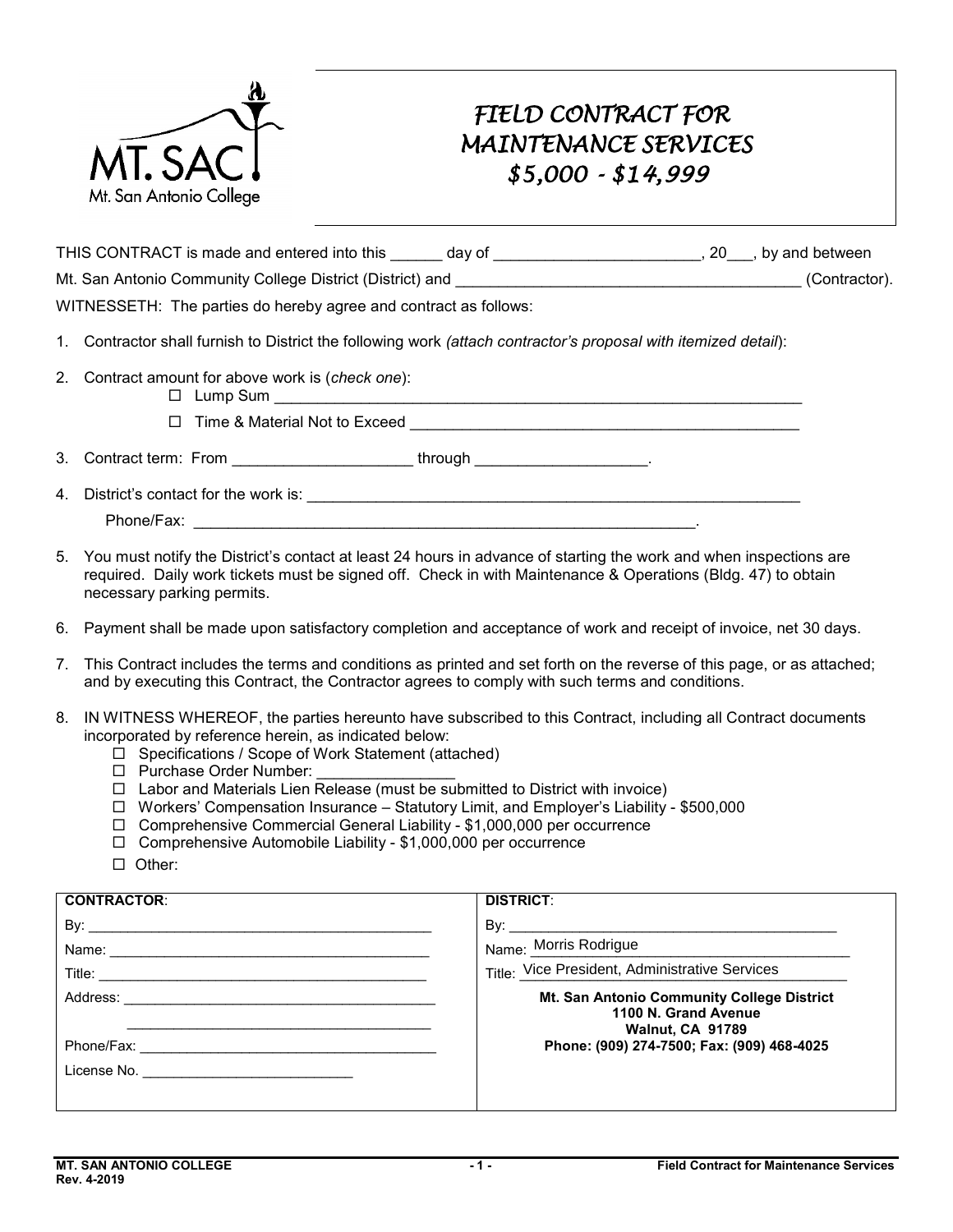MT. SAC
Mt. San Antonio College

# *FIELD CONTRACT FOR MAINTENANCE SERVICES $5,000 - $14,999*

THIS CONTRACT is made and entered into this ______ day of ________________________, 20___, by and between Mt. San Antonio Community College District (District) and ________________________________________ (Contractor).

WITNESSETH: The parties do hereby agree and contract as follows:

1. Contractor shall furnish to District the following work *(attach contractor's proposal with itemized detail)*:

2. Contract amount for above work is (*check one*):
   - ☐ Lump Sum ______________________________________________________________
   - ☐ Time & Material Not to Exceed ___________________________________________

3. Contract term: From ____________________ through ___________________.

4. District's contact for the work is: __________________________________________________________

   Phone/Fax: __________________________________________________________.

5. You must notify the District's contact at least 24 hours in advance of starting the work and when inspections are required. Daily work tickets must be signed off. Check in with Maintenance & Operations (Bldg. 47) to obtain necessary parking permits.

6. Payment shall be made upon satisfactory completion and acceptance of work and receipt of invoice, net 30 days.

7. This Contract includes the terms and conditions as printed and set forth on the reverse of this page, or as attached; and by executing this Contract, the Contractor agrees to comply with such terms and conditions.

8. IN WITNESS WHEREOF, the parties hereunto have subscribed to this Contract, including all Contract documents incorporated by reference herein, as indicated below:
   - ☐ Specifications / Scope of Work Statement (attached)
   - ☐ Purchase Order Number: ________________
   - ☐ Labor and Materials Lien Release (must be submitted to District with invoice)
   - ☐ Workers' Compensation Insurance – Statutory Limit, and Employer's Liability - $500,000
   - ☐ Comprehensive Commercial General Liability - $1,000,000 per occurrence
   - ☐ Comprehensive Automobile Liability - $1,000,000 per occurrence
   - ☐ Other:

| **CONTRACTOR**: | **DISTRICT**: |
|---|---|
| By: ______________________________ | By: ______________________________ |
| Name: ______________________________ | Name: Morris Rodrigue |
| Title: ______________________________ | Title: Vice President, Administrative Services |
| Address: ______________________________ | **Mt. San Antonio Community College District** |
| ______________________________ | **1100 N. Grand Avenue** |
| | **Walnut, CA 91789** |
| Phone/Fax: ______________________________ | **Phone: (909) 274-7500; Fax: (909) 468-4025** |
| License No. ______________________ | |

**MT. SAN ANTONIO COLLEGE**
**Rev. 4-2019**
**Field Contract for Maintenance Services**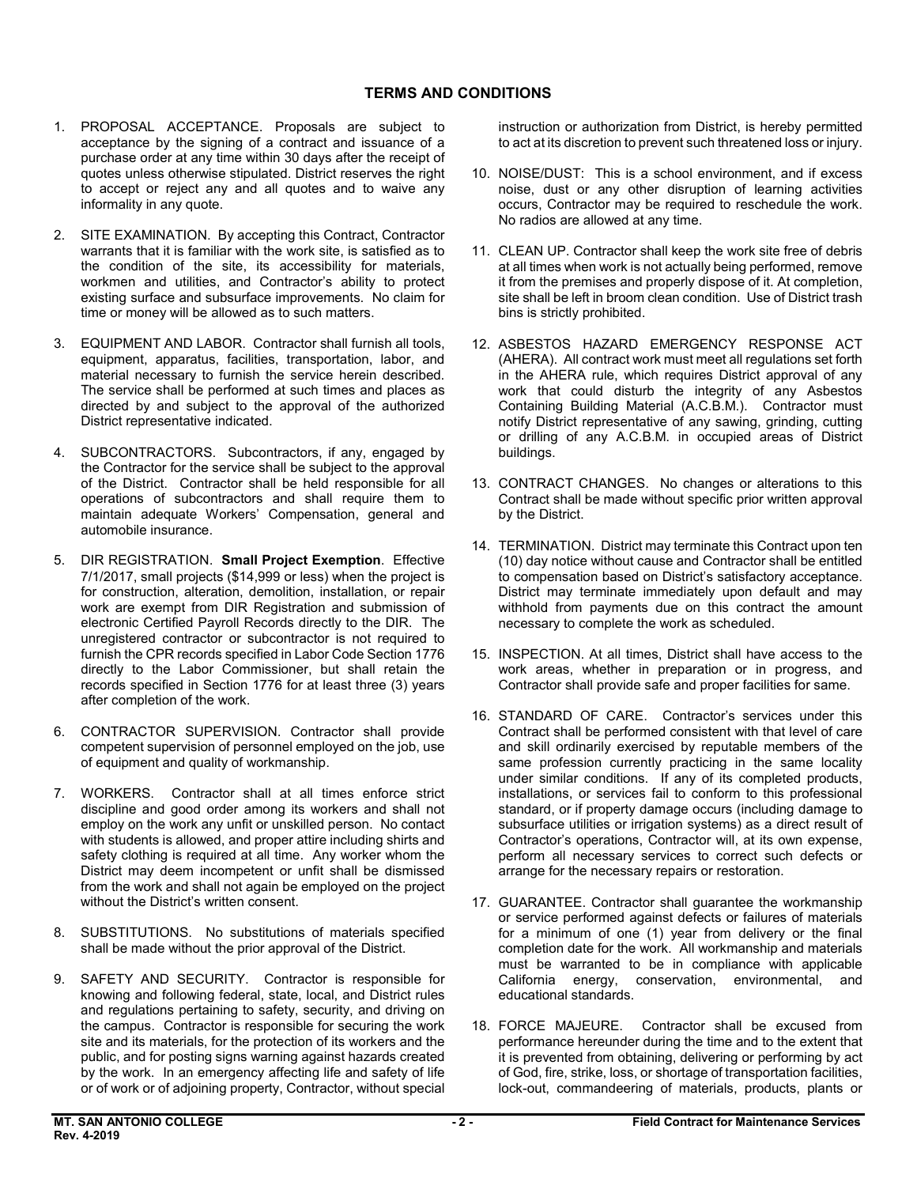## TERMS AND CONDITIONS

1. PROPOSAL ACCEPTANCE. Proposals are subject to acceptance by the signing of a contract and issuance of a purchase order at any time within 30 days after the receipt of quotes unless otherwise stipulated. District reserves the right to accept or reject any and all quotes and to waive any informality in any quote.

2. SITE EXAMINATION. By accepting this Contract, Contractor warrants that it is familiar with the work site, is satisfied as to the condition of the site, its accessibility for materials, workmen and utilities, and Contractor's ability to protect existing surface and subsurface improvements. No claim for time or money will be allowed as to such matters.

3. EQUIPMENT AND LABOR. Contractor shall furnish all tools, equipment, apparatus, facilities, transportation, labor, and material necessary to furnish the service herein described. The service shall be performed at such times and places as directed by and subject to the approval of the authorized District representative indicated.

4. SUBCONTRACTORS. Subcontractors, if any, engaged by the Contractor for the service shall be subject to the approval of the District. Contractor shall be held responsible for all operations of subcontractors and shall require them to maintain adequate Workers' Compensation, general and automobile insurance.

5. DIR REGISTRATION. **Small Project Exemption**. Effective 7/1/2017, small projects ($14,999 or less) when the project is for construction, alteration, demolition, installation, or repair work are exempt from DIR Registration and submission of electronic Certified Payroll Records directly to the DIR. The unregistered contractor or subcontractor is not required to furnish the CPR records specified in Labor Code Section 1776 directly to the Labor Commissioner, but shall retain the records specified in Section 1776 for at least three (3) years after completion of the work.

6. CONTRACTOR SUPERVISION. Contractor shall provide competent supervision of personnel employed on the job, use of equipment and quality of workmanship.

7. WORKERS. Contractor shall at all times enforce strict discipline and good order among its workers and shall not employ on the work any unfit or unskilled person. No contact with students is allowed, and proper attire including shirts and safety clothing is required at all time. Any worker whom the District may deem incompetent or unfit shall be dismissed from the work and shall not again be employed on the project without the District's written consent.

8. SUBSTITUTIONS. No substitutions of materials specified shall be made without the prior approval of the District.

9. SAFETY AND SECURITY. Contractor is responsible for knowing and following federal, state, local, and District rules and regulations pertaining to safety, security, and driving on the campus. Contractor is responsible for securing the work site and its materials, for the protection of its workers and the public, and for posting signs warning against hazards created by the work. In an emergency affecting life and safety of life or of work or of adjoining property, Contractor, without special instruction or authorization from District, is hereby permitted to act at its discretion to prevent such threatened loss or injury.

10. NOISE/DUST: This is a school environment, and if excess noise, dust or any other disruption of learning activities occurs, Contractor may be required to reschedule the work. No radios are allowed at any time.

11. CLEAN UP. Contractor shall keep the work site free of debris at all times when work is not actually being performed, remove it from the premises and properly dispose of it. At completion, site shall be left in broom clean condition. Use of District trash bins is strictly prohibited.

12. ASBESTOS HAZARD EMERGENCY RESPONSE ACT (AHERA). All contract work must meet all regulations set forth in the AHERA rule, which requires District approval of any work that could disturb the integrity of any Asbestos Containing Building Material (A.C.B.M.). Contractor must notify District representative of any sawing, grinding, cutting or drilling of any A.C.B.M. in occupied areas of District buildings.

13. CONTRACT CHANGES. No changes or alterations to this Contract shall be made without specific prior written approval by the District.

14. TERMINATION. District may terminate this Contract upon ten (10) day notice without cause and Contractor shall be entitled to compensation based on District's satisfactory acceptance. District may terminate immediately upon default and may withhold from payments due on this contract the amount necessary to complete the work as scheduled.

15. INSPECTION. At all times, District shall have access to the work areas, whether in preparation or in progress, and Contractor shall provide safe and proper facilities for same.

16. STANDARD OF CARE. Contractor's services under this Contract shall be performed consistent with that level of care and skill ordinarily exercised by reputable members of the same profession currently practicing in the same locality under similar conditions. If any of its completed products, installations, or services fail to conform to this professional standard, or if property damage occurs (including damage to subsurface utilities or irrigation systems) as a direct result of Contractor's operations, Contractor will, at its own expense, perform all necessary services to correct such defects or arrange for the necessary repairs or restoration.

17. GUARANTEE. Contractor shall guarantee the workmanship or service performed against defects or failures of materials for a minimum of one (1) year from delivery or the final completion date for the work. All workmanship and materials must be warranted to be in compliance with applicable California energy, conservation, environmental, and educational standards.

18. FORCE MAJEURE. Contractor shall be excused from performance hereunder during the time and to the extent that it is prevented from obtaining, delivering or performing by act of God, fire, strike, loss, or shortage of transportation facilities, lock-out, commandeering of materials, products, plants or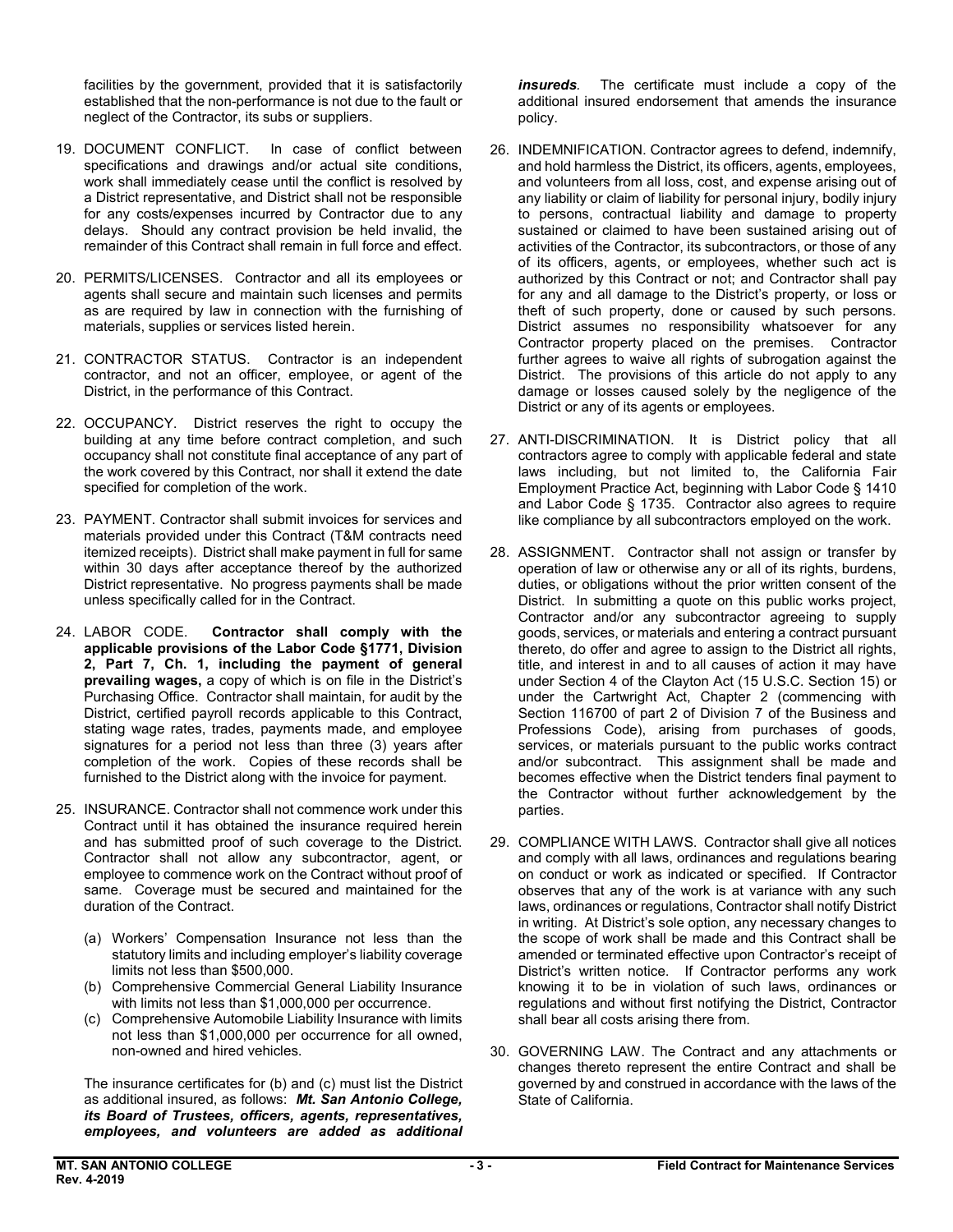facilities by the government, provided that it is satisfactorily established that the non-performance is not due to the fault or neglect of the Contractor, its subs or suppliers.

19. DOCUMENT CONFLICT. In case of conflict between specifications and drawings and/or actual site conditions, work shall immediately cease until the conflict is resolved by a District representative, and District shall not be responsible for any costs/expenses incurred by Contractor due to any delays. Should any contract provision be held invalid, the remainder of this Contract shall remain in full force and effect.

20. PERMITS/LICENSES. Contractor and all its employees or agents shall secure and maintain such licenses and permits as are required by law in connection with the furnishing of materials, supplies or services listed herein.

21. CONTRACTOR STATUS. Contractor is an independent contractor, and not an officer, employee, or agent of the District, in the performance of this Contract.

22. OCCUPANCY. District reserves the right to occupy the building at any time before contract completion, and such occupancy shall not constitute final acceptance of any part of the work covered by this Contract, nor shall it extend the date specified for completion of the work.

23. PAYMENT. Contractor shall submit invoices for services and materials provided under this Contract (T&M contracts need itemized receipts). District shall make payment in full for same within 30 days after acceptance thereof by the authorized District representative. No progress payments shall be made unless specifically called for in the Contract.

24. LABOR CODE. **Contractor shall comply with the applicable provisions of the Labor Code §1771, Division 2, Part 7, Ch. 1, including the payment of general prevailing wages,** a copy of which is on file in the District's Purchasing Office. Contractor shall maintain, for audit by the District, certified payroll records applicable to this Contract, stating wage rates, trades, payments made, and employee signatures for a period not less than three (3) years after completion of the work. Copies of these records shall be furnished to the District along with the invoice for payment.

25. INSURANCE. Contractor shall not commence work under this Contract until it has obtained the insurance required herein and has submitted proof of such coverage to the District. Contractor shall not allow any subcontractor, agent, or employee to commence work on the Contract without proof of same. Coverage must be secured and maintained for the duration of the Contract.

    (a) Workers' Compensation Insurance not less than the statutory limits and including employer's liability coverage limits not less than $500,000.
    (b) Comprehensive Commercial General Liability Insurance with limits not less than $1,000,000 per occurrence.
    (c) Comprehensive Automobile Liability Insurance with limits not less than $1,000,000 per occurrence for all owned, non-owned and hired vehicles.

    The insurance certificates for (b) and (c) must list the District as additional insured, as follows: ***Mt. San Antonio College, its Board of Trustees, officers, agents, representatives, employees, and volunteers are added as additional insureds.*** The certificate must include a copy of the additional insured endorsement that amends the insurance policy.

26. INDEMNIFICATION. Contractor agrees to defend, indemnify, and hold harmless the District, its officers, agents, employees, and volunteers from all loss, cost, and expense arising out of any liability or claim of liability for personal injury, bodily injury to persons, contractual liability and damage to property sustained or claimed to have been sustained arising out of activities of the Contractor, its subcontractors, or those of any of its officers, agents, or employees, whether such act is authorized by this Contract or not; and Contractor shall pay for any and all damage to the District's property, or loss or theft of such property, done or caused by such persons. District assumes no responsibility whatsoever for any Contractor property placed on the premises. Contractor further agrees to waive all rights of subrogation against the District. The provisions of this article do not apply to any damage or losses caused solely by the negligence of the District or any of its agents or employees.

27. ANTI-DISCRIMINATION. It is District policy that all contractors agree to comply with applicable federal and state laws including, but not limited to, the California Fair Employment Practice Act, beginning with Labor Code § 1410 and Labor Code § 1735. Contractor also agrees to require like compliance by all subcontractors employed on the work.

28. ASSIGNMENT. Contractor shall not assign or transfer by operation of law or otherwise any or all of its rights, burdens, duties, or obligations without the prior written consent of the District. In submitting a quote on this public works project, Contractor and/or any subcontractor agreeing to supply goods, services, or materials and entering a contract pursuant thereto, do offer and agree to assign to the District all rights, title, and interest in and to all causes of action it may have under Section 4 of the Clayton Act (15 U.S.C. Section 15) or under the Cartwright Act, Chapter 2 (commencing with Section 116700 of part 2 of Division 7 of the Business and Professions Code), arising from purchases of goods, services, or materials pursuant to the public works contract and/or subcontract. This assignment shall be made and becomes effective when the District tenders final payment to the Contractor without further acknowledgement by the parties.

29. COMPLIANCE WITH LAWS. Contractor shall give all notices and comply with all laws, ordinances and regulations bearing on conduct or work as indicated or specified. If Contractor observes that any of the work is at variance with any such laws, ordinances or regulations, Contractor shall notify District in writing. At District's sole option, any necessary changes to the scope of work shall be made and this Contract shall be amended or terminated effective upon Contractor's receipt of District's written notice. If Contractor performs any work knowing it to be in violation of such laws, ordinances or regulations and without first notifying the District, Contractor shall bear all costs arising there from.

30. GOVERNING LAW. The Contract and any attachments or changes thereto represent the entire Contract and shall be governed by and construed in accordance with the laws of the State of California.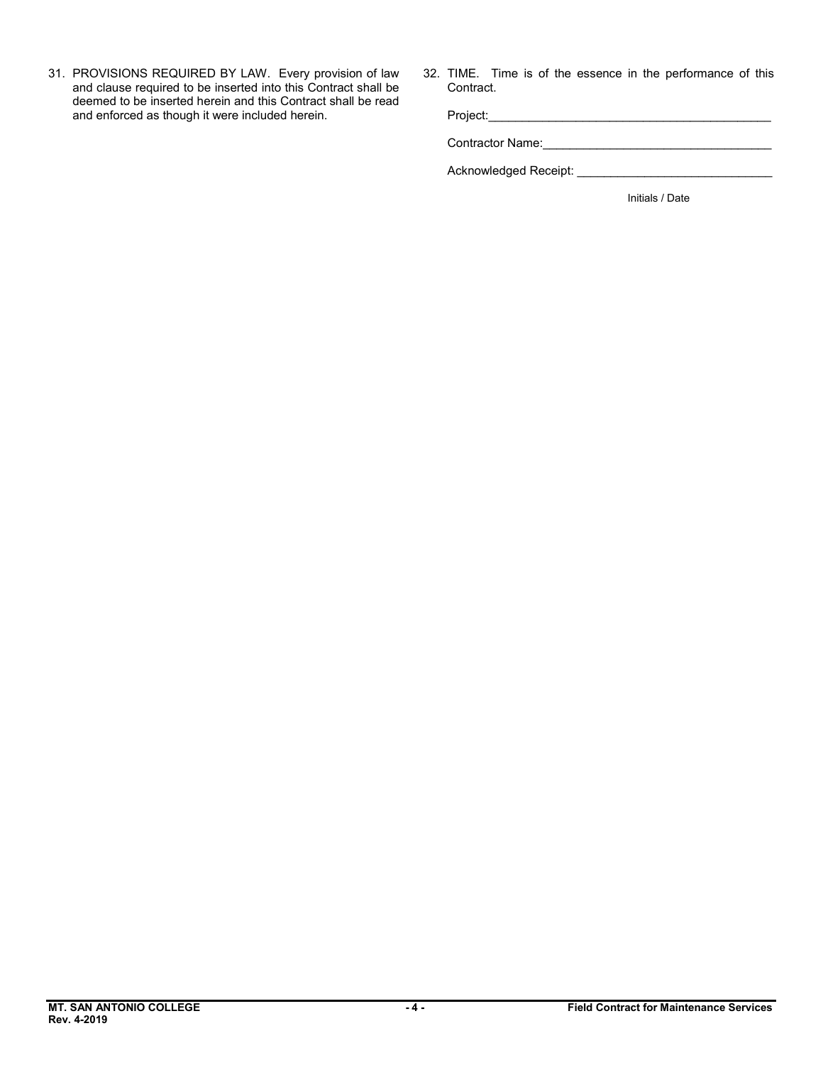31. PROVISIONS REQUIRED BY LAW. Every provision of law and clause required to be inserted into this Contract shall be deemed to be inserted herein and this Contract shall be read and enforced as though it were included herein.

32. TIME. Time is of the essence in the performance of this Contract.

Project:\_\_\_\_\_\_\_\_\_\_\_\_\_\_\_\_\_\_\_\_\_\_\_\_\_\_\_\_\_\_\_\_\_\_\_\_\_\_\_\_\_\_

Contractor Name:\_\_\_\_\_\_\_\_\_\_\_\_\_\_\_\_\_\_\_\_\_\_\_\_\_\_\_\_\_\_\_\_\_\_

Acknowledged Receipt: \_\_\_\_\_\_\_\_\_\_\_\_\_\_\_\_\_\_\_\_\_\_\_\_\_\_\_\_\_\_

Initials / Date